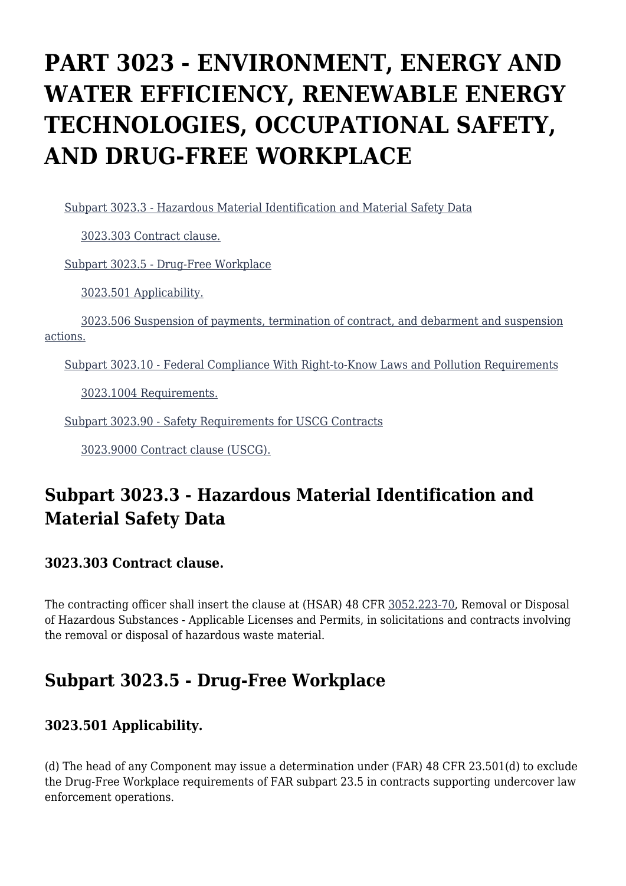# PART 3023 - ENVIRONMENT, ENERGY AND WATER EFFICIENCY, RENEWABLE ENERGY TECHNOLOGIES, OCCUPATIONAL SAFETY, AND DRUG-FREE WORKPLACE

- Subpart 3023.3 - Hazardous Material Identification and Material Safety Data
  - 3023.303 Contract clause.
- Subpart 3023.5 - Drug-Free Workplace
  - 3023.501 Applicability.
  - 3023.506 Suspension of payments, termination of contract, and debarment and suspension actions.
- Subpart 3023.10 - Federal Compliance With Right-to-Know Laws and Pollution Requirements
  - 3023.1004 Requirements.
- Subpart 3023.90 - Safety Requirements for USCG Contracts
  - 3023.9000 Contract clause (USCG).

## Subpart 3023.3 - Hazardous Material Identification and Material Safety Data

### 3023.303 Contract clause.

The contracting officer shall insert the clause at (HSAR) 48 CFR 3052.223-70, Removal or Disposal of Hazardous Substances - Applicable Licenses and Permits, in solicitations and contracts involving the removal or disposal of hazardous waste material.

## Subpart 3023.5 - Drug-Free Workplace

### 3023.501 Applicability.

(d) The head of any Component may issue a determination under (FAR) 48 CFR 23.501(d) to exclude the Drug-Free Workplace requirements of FAR subpart 23.5 in contracts supporting undercover law enforcement operations.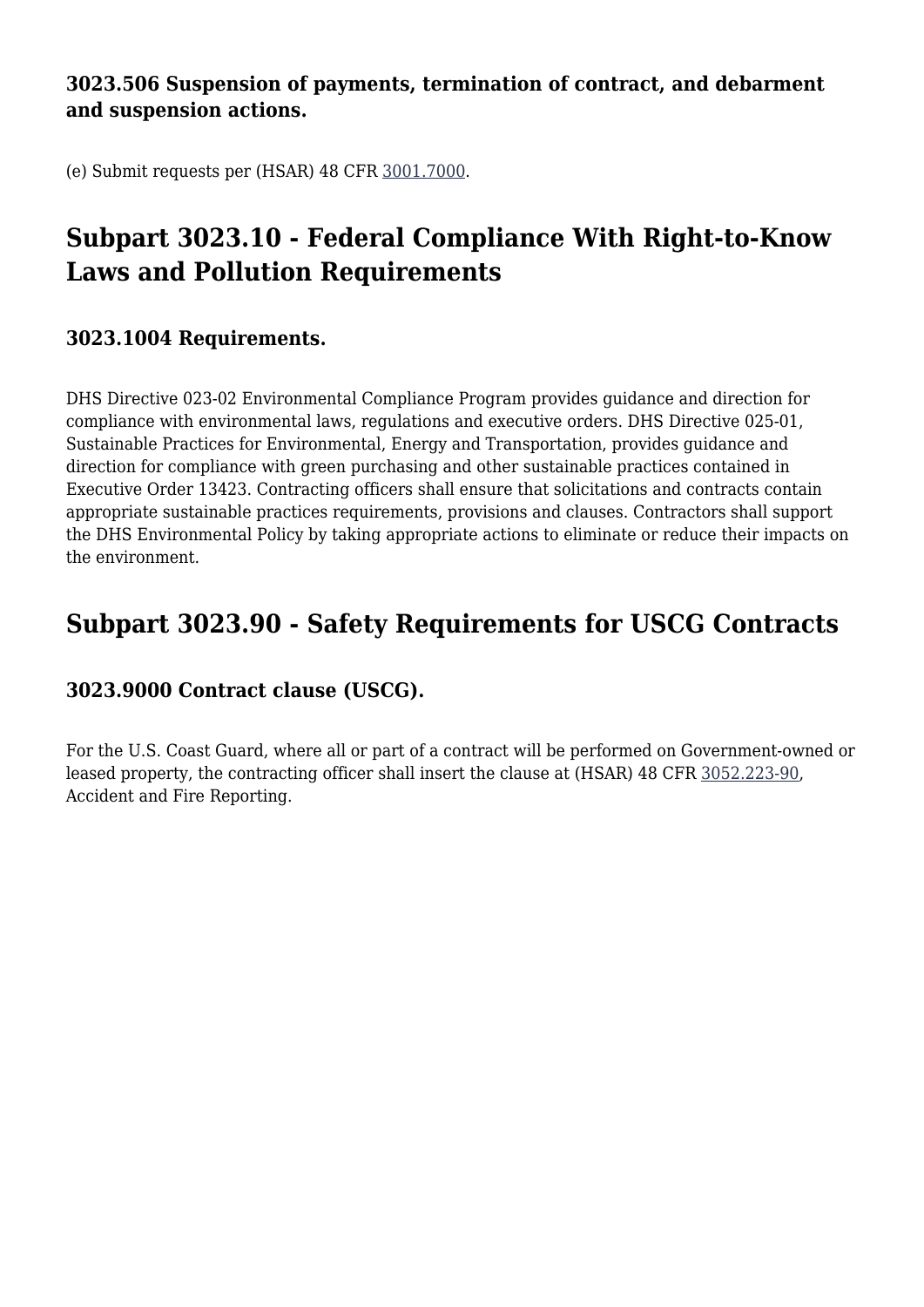### 3023.506 Suspension of payments, termination of contract, and debarment and suspension actions.

(e) Submit requests per (HSAR) 48 CFR 3001.7000.

## Subpart 3023.10 - Federal Compliance With Right-to-Know Laws and Pollution Requirements

### 3023.1004 Requirements.

DHS Directive 023-02 Environmental Compliance Program provides guidance and direction for compliance with environmental laws, regulations and executive orders. DHS Directive 025-01, Sustainable Practices for Environmental, Energy and Transportation, provides guidance and direction for compliance with green purchasing and other sustainable practices contained in Executive Order 13423. Contracting officers shall ensure that solicitations and contracts contain appropriate sustainable practices requirements, provisions and clauses. Contractors shall support the DHS Environmental Policy by taking appropriate actions to eliminate or reduce their impacts on the environment.

## Subpart 3023.90 - Safety Requirements for USCG Contracts

### 3023.9000 Contract clause (USCG).

For the U.S. Coast Guard, where all or part of a contract will be performed on Government-owned or leased property, the contracting officer shall insert the clause at (HSAR) 48 CFR 3052.223-90, Accident and Fire Reporting.